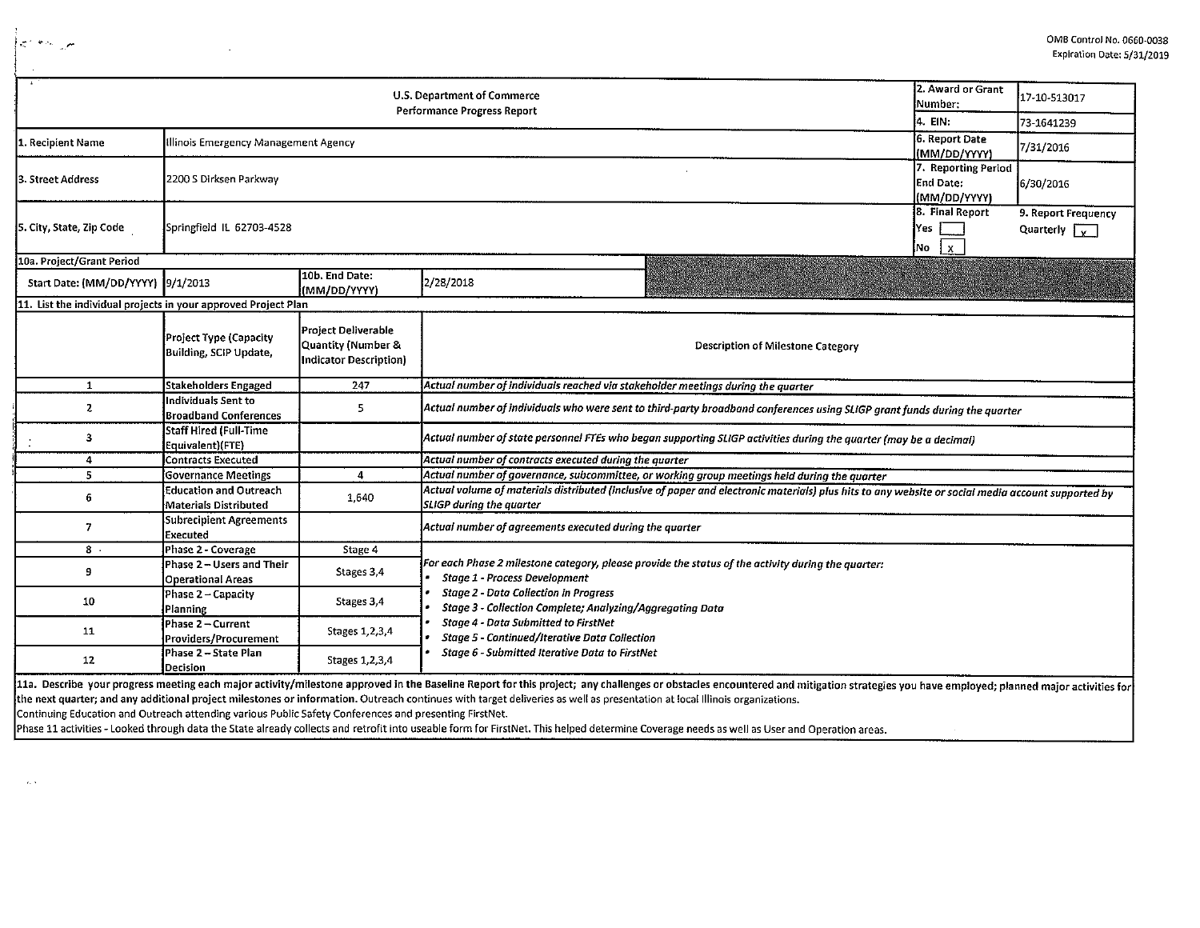OMB Control No. 0660-0038
Expiration Date: 5/31/2019

| U.S. Department of Commerce Performance Progress Report | | | | 2. Award or Grant Number: | 17-10-513017 |
|---|---|---|---|---|---|
| | | | | 4. EIN: | 73-1641239 |
| 1. Recipient Name | Illinois Emergency Management Agency | | | 6. Report Date (MM/DD/YYYY) | 7/31/2016 |
| 3. Street Address | 2200 S Dirksen Parkway | | | 7. Reporting Period End Date: (MM/DD/YYYY) | 6/30/2016 |
| 5. City, State, Zip Code | Springfield IL 62703-4528 | | | 8. Final Report Yes [ ] No [X] | 9. Report Frequency Quarterly [X] |
| 10a. Project/Grant Period | | | | | |
| Start Date: (MM/DD/YYYY) | 9/1/2013 | 10b. End Date: (MM/DD/YYYY) | 2/28/2018 | | |

**11. List the individual projects in your approved Project Plan**

| | Project Type (Capacity Building, SCIP Update, | Project Deliverable Quantity (Number & Indicator Description) | Description of Milestone Category |
|---|---|---|---|
| 1 | Stakeholders Engaged | 247 | *Actual number of individuals reached via stakeholder meetings during the quarter* |
| 2 | Individuals Sent to Broadband Conferences | 5 | *Actual number of individuals who were sent to third-party broadband conferences using SLIGP grant funds during the quarter* |
| 3 | Staff Hired (Full-Time Equivalent)(FTE) | | *Actual number of state personnel FTEs who began supporting SLIGP activities during the quarter (may be a decimal)* |
| 4 | Contracts Executed | | *Actual number of contracts executed during the quarter* |
| 5 | Governance Meetings | 4 | *Actual number of governance, subcommittee, or working group meetings held during the quarter* |
| 6 | Education and Outreach Materials Distributed | 1,640 | *Actual volume of materials distributed (inclusive of paper and electronic materials) plus hits to any website or social media account supported by SLIGP during the quarter* |
| 7 | Subrecipient Agreements Executed | | *Actual number of agreements executed during the quarter* |
| 8 | Phase 2 - Coverage | Stage 4 | *For each Phase 2 milestone category, please provide the status of the activity during the quarter:* <br>• *Stage 1 - Process Development* <br>• *Stage 2 - Data Collection in Progress* <br>• *Stage 3 - Collection Complete; Analyzing/Aggregating Data* <br>• *Stage 4 - Data Submitted to FirstNet* <br>• *Stage 5 - Continued/Iterative Data Collection* <br>• *Stage 6 - Submitted Iterative Data to FirstNet* |
| 9 | Phase 2 – Users and Their Operational Areas | Stages 3,4 | |
| 10 | Phase 2 – Capacity Planning | Stages 3,4 | |
| 11 | Phase 2 – Current Providers/Procurement | Stages 1,2,3,4 | |
| 12 | Phase 2 – State Plan Decision | Stages 1,2,3,4 | |

11a. Describe your progress meeting each major activity/milestone approved in the Baseline Report for this project; any challenges or obstacles encountered and mitigation strategies you have employed; planned major activities for the next quarter; and any additional project milestones or information. Outreach continues with target deliveries as well as presentation at local Illinois organizations.
Continuing Education and Outreach attending various Public Safety Conferences and presenting FirstNet.
Phase 11 activities - Looked through data the State already collects and retrofit into useable form for FirstNet. This helped determine Coverage needs as well as User and Operation areas.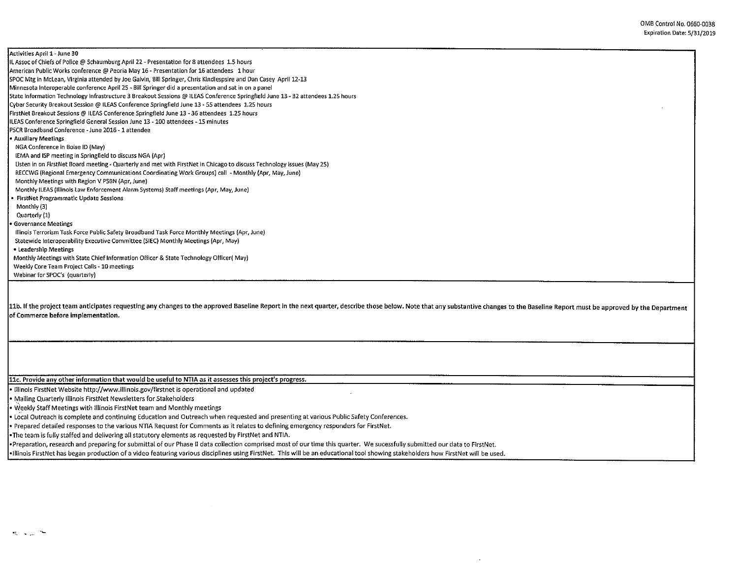Activities April 1 - June 30

IL Assoc of Chiefs of Police @ Schaumburg April 22 - Presentation for 8 attendees 1.5 hours
American Public Works conference @ Peoria May 16 - Presentation for 16 attendees 1 hour
SPOC Mtg in McLean, Virginia attended by Joe Galvin, Bill Springer, Chris Kindlespire and Dan Casey April 12-13
Minnesota Interoperable conference April 25 - Bill Springer did a presentation and sat in on a panel
State Information Technology Infrastructure 3 Breakout Sessions @ ILEAS Conference Springfield June 13 - 32 attendees 1.25 hours
Cyber Security Breakout Session @ ILEAS Conference Springfield June 13 - 55 attendees 1.25 hours
FirstNet Breakout Sessions @ ILEAS Conference Springfield June 13 - 36 attendees 1.25 hours
ILEAS Conference Springfield General Session June 13 - 100 attendees - 15 minutes
PSCR Broadband Conference - June 2016 - 1 attendee

- **Auxiliary Meetings**
  - NGA Conference in Boise ID (May)
  - IEMA and ISP meeting in Springfield to discuss NGA (Apr)
  - Listen in on FirstNet Board meeting - Quarterly and met with FirstNet in Chicago to discuss Technology issues (May 25)
  - RECCWG (Regional Emergency Communications Coordinating Work Groups) call - Monthly (Apr, May, June)
  - Monthly Meetings with Region V PSBN (Apr, June)
  - Monthly ILEAS (Illinois Law Enforcement Alarm Systems) Staff meetings (Apr, May, June)
- **FirstNet Programmatic Update Sessions**
  - Monthly (3)
  - Quarterly (1)
- **Governance Meetings**
  - Illinois Terrorism Task Force Public Safety Broadband Task Force Monthly Meetings (Apr, June)
  - Statewide Interoperability Executive Committee (SIEC) Monthly Meetings (Apr, May)
- **Leadership Meetings**
  - Monthly Meetings with State Chief Information Officer & State Technology Officer( May)
  - Weekly Core Team Project Calls - 10 meetings
  - Webinar for SPOC's (quarterly)

**11b. If the project team anticipates requesting any changes to the approved Baseline Report in the next quarter, describe those below. Note that any substantive changes to the Baseline Report must be approved by the Department of Commerce before implementation.**

**11c. Provide any other information that would be useful to NTIA as it assesses this project's progress.**

- Illinois FirstNet Website http://www.illinois.gov/firstnet is operational and updated
- Mailing Quarterly Illinois FirstNet Newsletters for Stakeholders
- Weekly Staff Meetings with Illinois FirstNet team and Monthly meetings
- Local Outreach is complete and continuing Education and Outreach when requested and presenting at various Public Safety Conferences.
- Prepared detailed responses to the various NTIA Request for Comments as it relates to defining emergency responders for FirstNet.
- The team is fully staffed and delivering all statutory elements as requested by FirstNet and NTIA.
- Preparation, research and preparing for submittal of our Phase II data collection comprised most of our time this quarter. We sucessfully submitted our data to FirstNet.
- Illinois FirstNet has began production of a video featuring various disciplines using FirstNet. This will be an educational tool showing stakeholders how FirstNet will be used.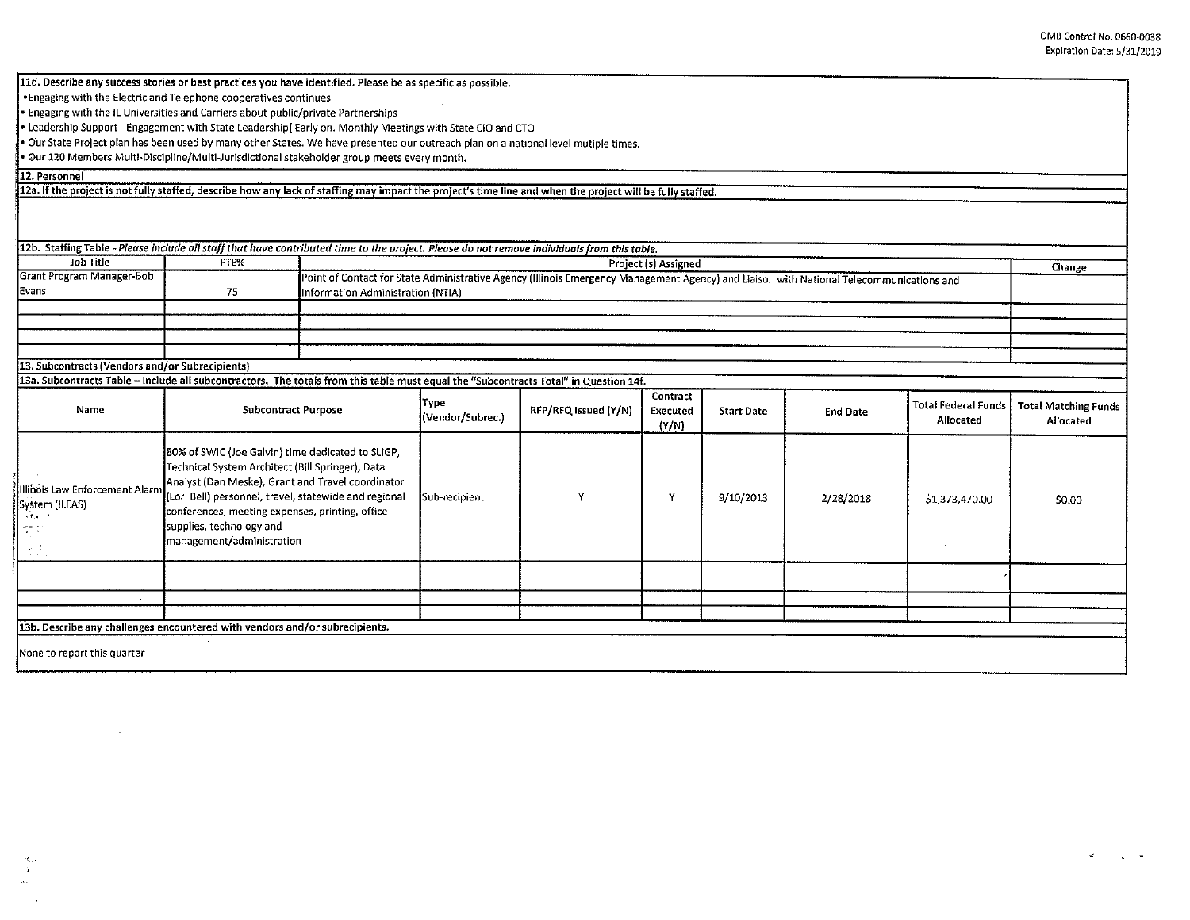**11d. Describe any success stories or best practices you have identified. Please be as specific as possible.**

- Engaging with the Electric and Telephone cooperatives continues
- Engaging with the IL Universities and Carriers about public/private Partnerships
- Leadership Support - Engagement with State Leadership[ Early on. Monthly Meetings with State CIO and CTO
- Our State Project plan has been used by many other States. We have presented our outreach plan on a national level mutiple times.
- Our 120 Members Multi-Discipline/Multi-Jurisdictional stakeholder group meets every month.

**12. Personnel**

**12a. If the project is not fully staffed, describe how any lack of staffing may impact the project's time line and when the project will be fully staffed.**

**12b. Staffing Table** - *Please include all staff that have contributed time to the project. Please do not remove individuals from this table.*

| Job Title | FTE% | Project (s) Assigned | Change |
|---|---|---|---|
| Grant Program Manager-Bob Evans | 75 | Point of Contact for State Administrative Agency (Illinois Emergency Management Agency) and Liaison with National Telecommunications and Information Administration (NTIA) | |
| | | | |
| | | | |
| | | | |
| | | | |

**13. Subcontracts (Vendors and/or Subrecipients)**

**13a. Subcontracts Table – Include all subcontractors. The totals from this table must equal the "Subcontracts Total" in Question 14f.**

| Name | Subcontract Purpose | Type (Vendor/Subrec.) | RFP/RFQ Issued (Y/N) | Contract Executed (Y/N) | Start Date | End Date | Total Federal Funds Allocated | Total Matching Funds Allocated |
|---|---|---|---|---|---|---|---|---|
| Illinois Law Enforcement Alarm System (ILEAS) | 80% of SWIC (Joe Galvin) time dedicated to SLIGP, Technical System Architect (Bill Springer), Data Analyst (Dan Meske), Grant and Travel coordinator (Lori Bell) personnel, travel, statewide and regional conferences, meeting expenses, printing, office supplies, technology and management/administration | Sub-recipient | Y | Y | 9/10/2013 | 2/28/2018 | $1,373,470.00 | $0.00 |
| | | | | | | | | |
| | | | | | | | | |
| | | | | | | | | |

**13b. Describe any challenges encountered with vendors and/or subrecipients.**

None to report this quarter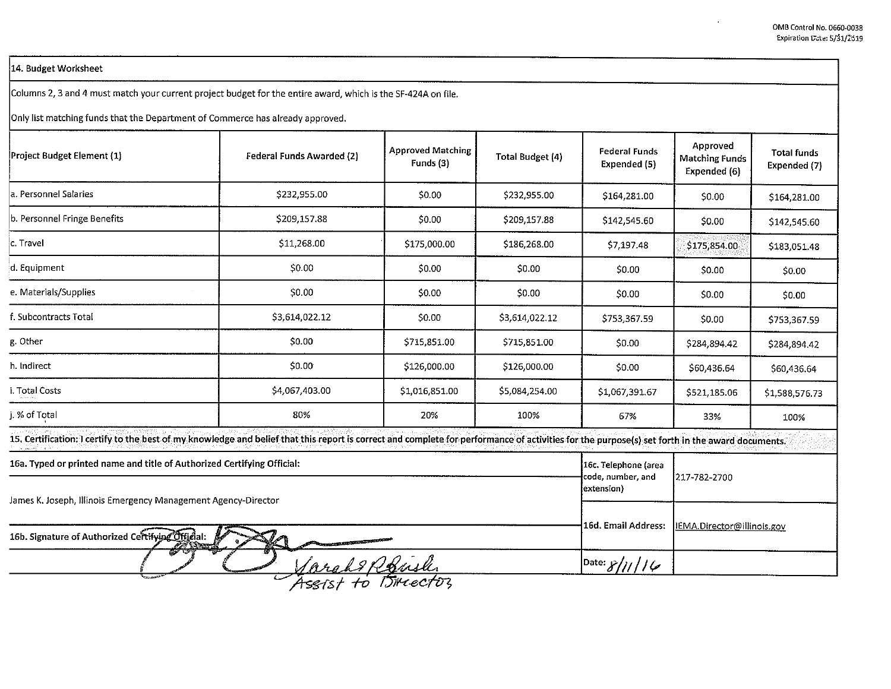OMB Control No. 0660-0038
Expiration Date: 5/31/2019

**14. Budget Worksheet**

Columns 2, 3 and 4 must match your current project budget for the entire award, which is the SF-424A on file.

Only list matching funds that the Department of Commerce has already approved.

| Project Budget Element (1) | Federal Funds Awarded (2) | Approved Matching Funds (3) | Total Budget (4) | Federal Funds Expended (5) | Approved Matching Funds Expended (6) | Total funds Expended (7) |
|---|---|---|---|---|---|---|
| a. Personnel Salaries | $232,955.00 | $0.00 | $232,955.00 | $164,281.00 | $0.00 | $164,281.00 |
| b. Personnel Fringe Benefits | $209,157.88 | $0.00 | $209,157.88 | $142,545.60 | $0.00 | $142,545.60 |
| c. Travel | $11,268.00 | $175,000.00 | $186,268.00 | $7,197.48 | $175,854.00 | $183,051.48 |
| d. Equipment | $0.00 | $0.00 | $0.00 | $0.00 | $0.00 | $0.00 |
| e. Materials/Supplies | $0.00 | $0.00 | $0.00 | $0.00 | $0.00 | $0.00 |
| f. Subcontracts Total | $3,614,022.12 | $0.00 | $3,614,022.12 | $753,367.59 | $0.00 | $753,367.59 |
| g. Other | $0.00 | $715,851.00 | $715,851.00 | $0.00 | $284,894.42 | $284,894.42 |
| h. Indirect | $0.00 | $126,000.00 | $126,000.00 | $0.00 | $60,436.64 | $60,436.64 |
| i. Total Costs | $4,067,403.00 | $1,016,851.00 | $5,084,254.00 | $1,067,391.67 | $521,185.06 | $1,588,576.73 |
| j. % of Total | 80% | 20% | 100% | 67% | 33% | 100% |

**15. Certification: I certify to the best of my knowledge and belief that this report is correct and complete for performance of activities for the purpose(s) set forth in the award documents.**

| | | |
|---|---|---|
| **16a. Typed or printed name and title of Authorized Certifying Official:** James K. Joseph, Illinois Emergency Management Agency-Director | 16c. Telephone (area code, number, and extension) | 217-782-2700 |
| **16b. Signature of Authorized Certifying Official:** Sarah R. Bush, Assist to Director | 16d. Email Address: | IEMA.Director@illinois.gov |
| | Date: 8/11/16 | |